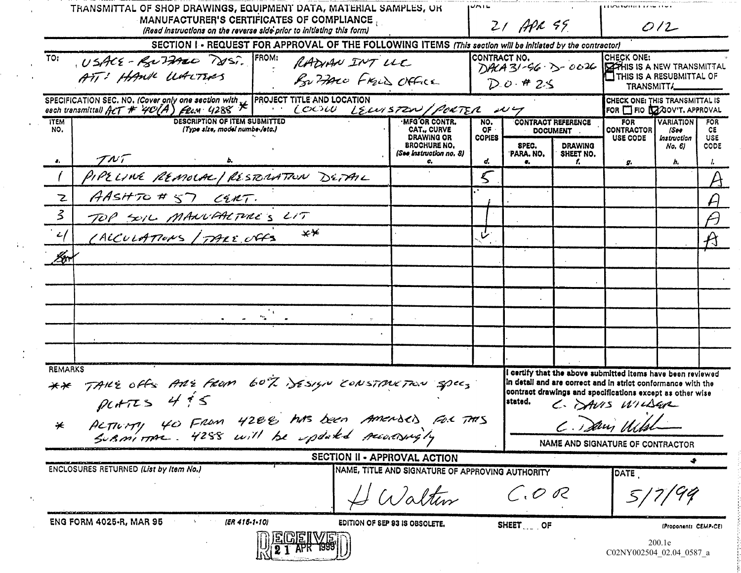# TRANSMITTAL OF SHOP DRAWINGS, EQUIPMENT DATA, MATERIAL SAMPLES, OR MANUFACTURER'S CERTIFICATES OF COMPLIANCE

*(Read instructions on the reverse side prior to initiating this form)*

DATE: 21 APR 99

TRANSMITTAL NO.: 012

## SECTION I - REQUEST FOR APPROVAL OF THE FOLLOWING ITEMS *(This section will be initiated by the contractor)*

TO: USACE - BUFFALO DIST. ATT: HANK WALTERS

FROM: RADIAN INT LLC BUFFALO FIELD OFFICE

CONTRACT NO. DACA31-96-D-0026 D.O. # 25

CHECK ONE:
- [x] THIS IS A NEW TRANSMITTAL
- [ ] THIS IS A RESUBMITTAL OF TRANSMITTAL ____

SPECIFICATION SEC. NO. *(Cover only one section with each transmittal)* ACT # 40(A) FROM 4288 *

PROJECT TITLE AND LOCATION: LOOW LEWISTON / PORTER NY

CHECK ONE: THIS TRANSMITTAL IS FOR [ ] FIO [x] GOV'T. APPROVAL

| ITEM NO. a. | DESCRIPTION OF ITEM SUBMITTED (Type size, model number/etc.) b. | MFG OR CONTR. CAT., CURVE DRAWING OR BROCHURE NO. (See instruction no. 8) c. | NO. OF COPIES d. | CONTRACT REFERENCE DOCUMENT SPEC. PARA. NO. e. | CONTRACT REFERENCE DOCUMENT DRAWING SHEET NO. f. | FOR CONTRACTOR USE CODE g. | VARIATION (See instruction No. 6) h. | FOR CE USE CODE i. |
|---|---|---|---|---|---|---|---|---|
| | TNT | | | | | | | |
| 1 | PIPELINE REMOVAL / RESTORATION DETAIL | | 5 | | | | | A |
| 2 | AASHTO # 57 CERT. | | ↓ | | | | | A |
| 3 | TOP SOIL MANUFACTURE'S LIT | | ↓ | | | | | A |
| 4 | CALCULATIONS / TAKE OFFS ** | | ↓ | | | | | A |
| End | | | | | | | | |

REMARKS

** TAKE OFFS ARE FROM 60% DESIGN CONSTRUCTION SPECS PLATES 4 & 5

* ACTIVITY 40 FROM 4288 HAS BEEN AMENDED FOR THIS SUBMITTAL. 4288 will be updated accordingly

I certify that the above submitted items have been reviewed in detail and are correct and in strict conformance with the contract drawings and specifications except as other wise stated.

C. DAVIS WILDER

C. Davis Wilder

NAME AND SIGNATURE OF CONTRACTOR

## SECTION II - APPROVAL ACTION

ENCLOSURES RETURNED *(List by Item No.)*

NAME, TITLE AND SIGNATURE OF APPROVING AUTHORITY: H Walters C.O.R

DATE: 5/7/99

ENG FORM 4025-R, MAR 95 (ER 415-1-10) EDITION OF SEP 93 IS OBSOLETE. SHEET ___ OF ___ (Proponent: CEMP-CE)

RECEIVED 21 APR 1999

200.1e

C02NY002504_02.04_0587_a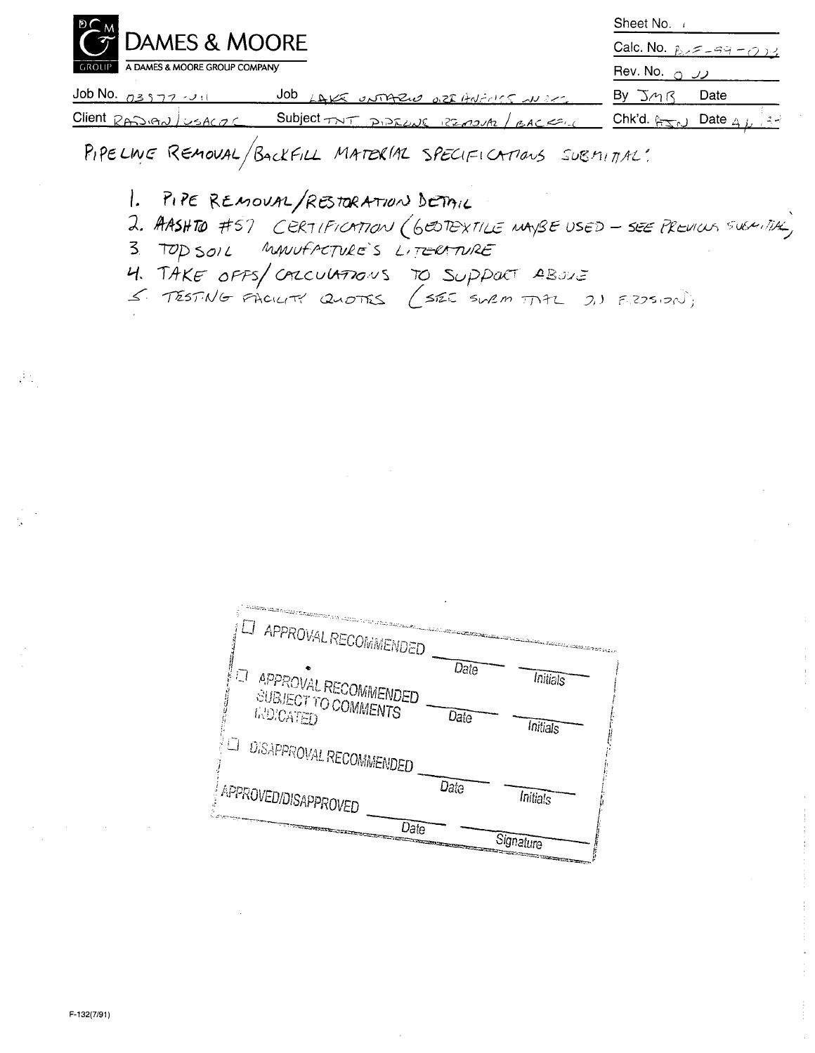**DAMES & MOORE**
A DAMES & MOORE GROUP COMPANY

| | | |
|---|---|---|
| Job No. 03577-011 | Job LAKE ONTARIO ORDNANCE WORKS | Sheet No. 1 |
| Client RADIAN / USACOE | Subject TNT PIPELINE REMOVAL / BACKFILL | Calc. No. BLE-99-013 |
| | | Rev. No. 0 |
| | | By JMB Date |
| | | Chk'd. AJN Date |

PIPELINE REMOVAL / BACKFILL MATERIAL SPECIFICATIONS SUBMITTAL:

1. PIPE REMOVAL / RESTORATION DETAIL
2. AASHTO #57 CERTIFICATION (GEOTEXTILE MAYBE USED – SEE PREVIOUS SUBMITTAL)
3. TOPSOIL MANUFACTURE'S LITERATURE
4. TAKE OFFS / CALCULATIONS TO SUPPORT ABOVE
5. TESTING FACILITY QUOTES (SEE SUBMITTAL 2.1 EROSION)

| | | |
|---|---|---|
| ☐ APPROVAL RECOMMENDED | Date | Initials |
| ☐ APPROVAL RECOMMENDED SUBJECT TO COMMENTS INDICATED | Date | Initials |
| ☐ DISAPPROVAL RECOMMENDED | Date | Initials |
| APPROVED/DISAPPROVED | Date | Signature |

F-132(7/91)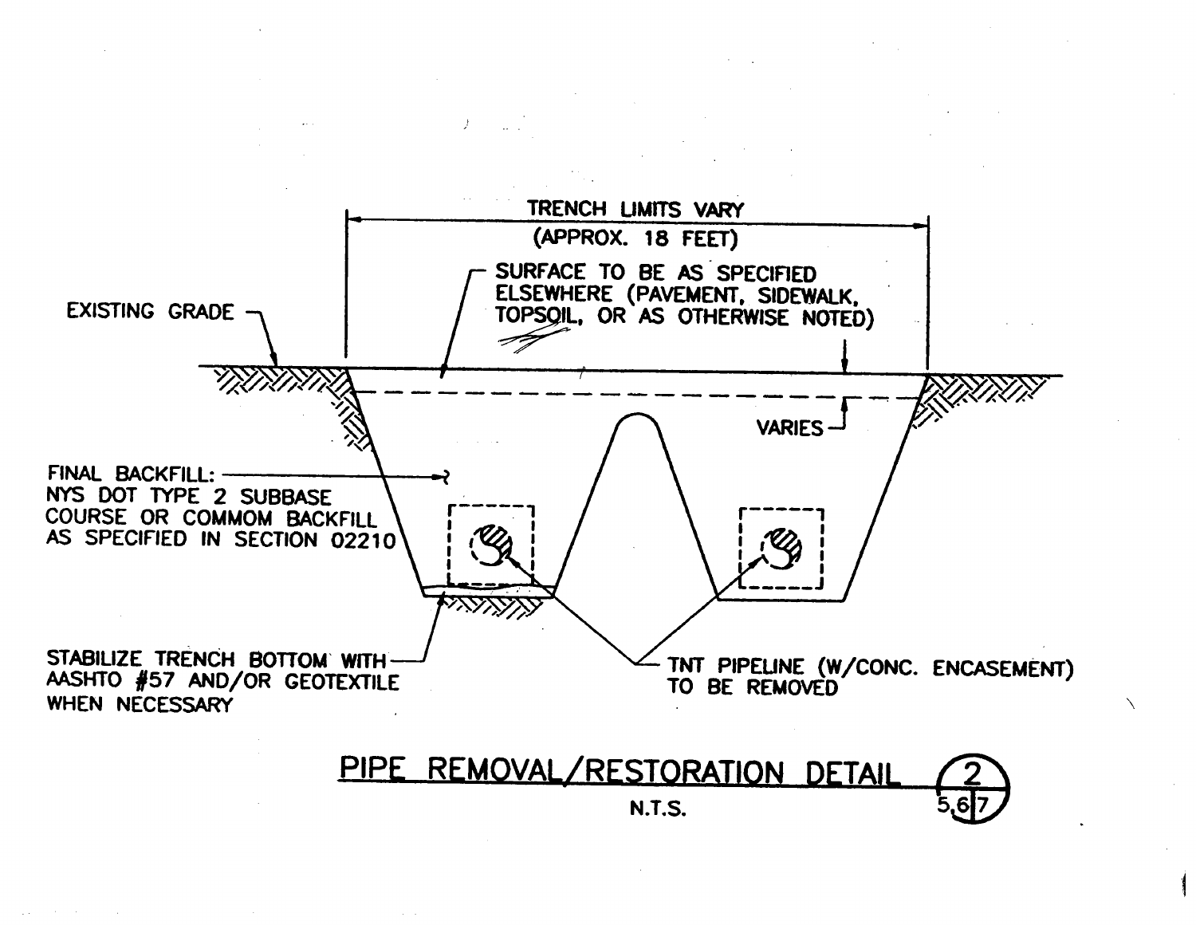TRENCH LIMITS VARY

(APPROX. 18 FEET)

SURFACE TO BE AS SPECIFIED ELSEWHERE (PAVEMENT, SIDEWALK, TOPSOIL, OR AS OTHERWISE NOTED)

EXISTING GRADE

VARIES

FINAL BACKFILL: NYS DOT TYPE 2 SUBBASE COURSE OR COMMOM BACKFILL AS SPECIFIED IN SECTION 02210

STABILIZE TRENCH BOTTOM WITH AASHTO #57 AND/OR GEOTEXTILE WHEN NECESSARY

TNT PIPELINE (W/CONC. ENCASEMENT) TO BE REMOVED

PIPE REMOVAL/RESTORATION DETAIL

N.T.S.

2

5,6 | 7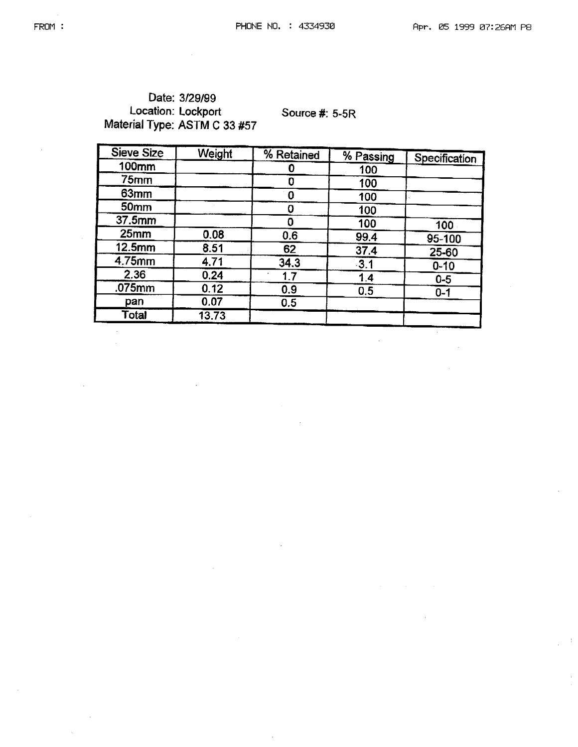Date: 3/29/99
Location: Lockport
Source #: 5-5R
Material Type: ASTM C 33 #57

| Sieve Size | Weight | % Retained | % Passing | Specification |
| --- | --- | --- | --- | --- |
| 100mm | | 0 | 100 | |
| 75mm | | 0 | 100 | |
| 63mm | | 0 | 100 | |
| 50mm | | 0 | 100 | |
| 37.5mm | | 0 | 100 | 100 |
| 25mm | 0.08 | 0.6 | 99.4 | 95-100 |
| 12.5mm | 8.51 | 62 | 37.4 | 25-60 |
| 4.75mm | 4.71 | 34.3 | 3.1 | 0-10 |
| 2.36 | 0.24 | 1.7 | 1.4 | 0-5 |
| .075mm | 0.12 | 0.9 | 0.5 | 0-1 |
| pan | 0.07 | 0.5 | | |
| Total | 13.73 | | | |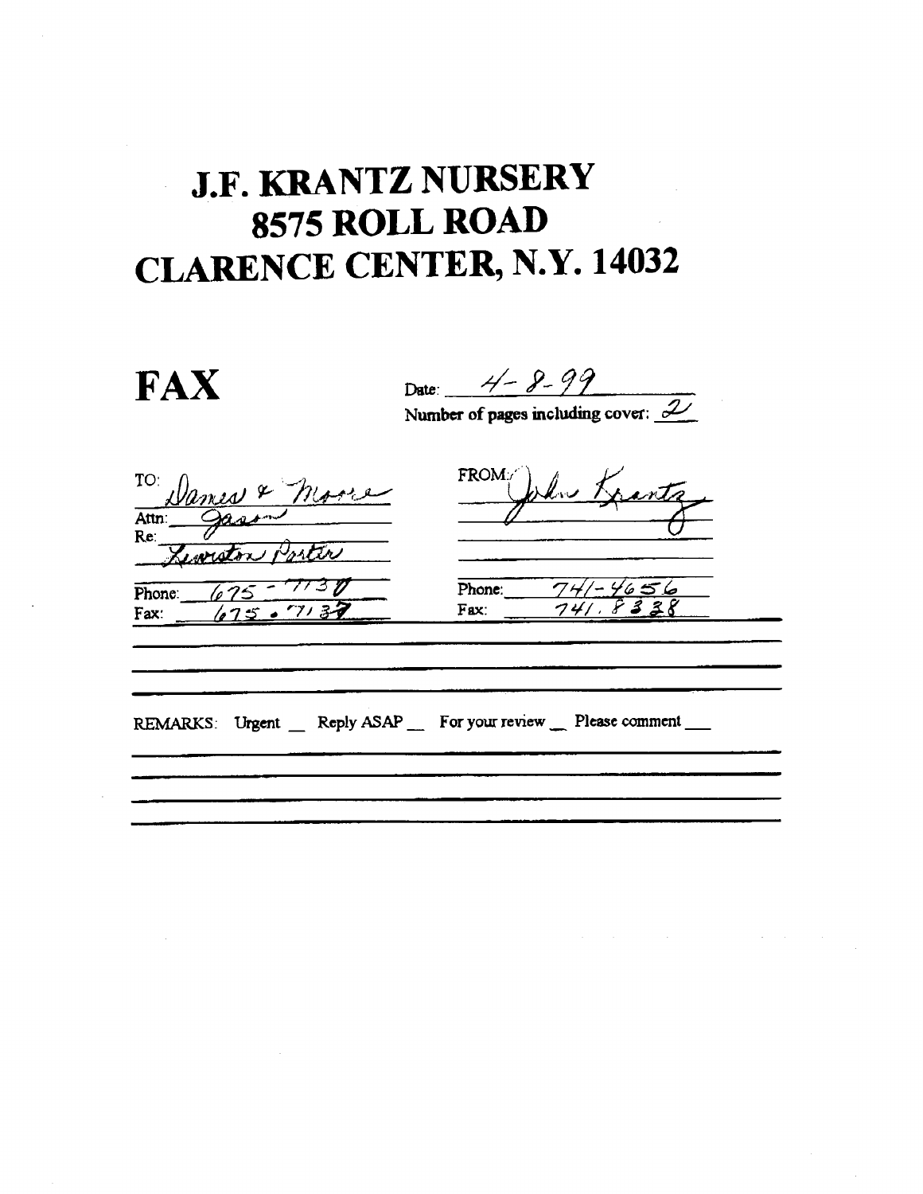# J.F. KRANTZ NURSERY
# 8575 ROLL ROAD
# CLARENCE CENTER, N.Y. 14032

**FAX**

Date: 4-8-99

Number of pages including cover: 2

TO: Danes & Moore

Attn: Jason

Re: Lewiston Porter

Phone: 675-7130

Fax: 675-7137

FROM: John Krantz

Phone: 741-4656

Fax: 741-8338

REMARKS: Urgent __ Reply ASAP __ For your review __ Please comment ___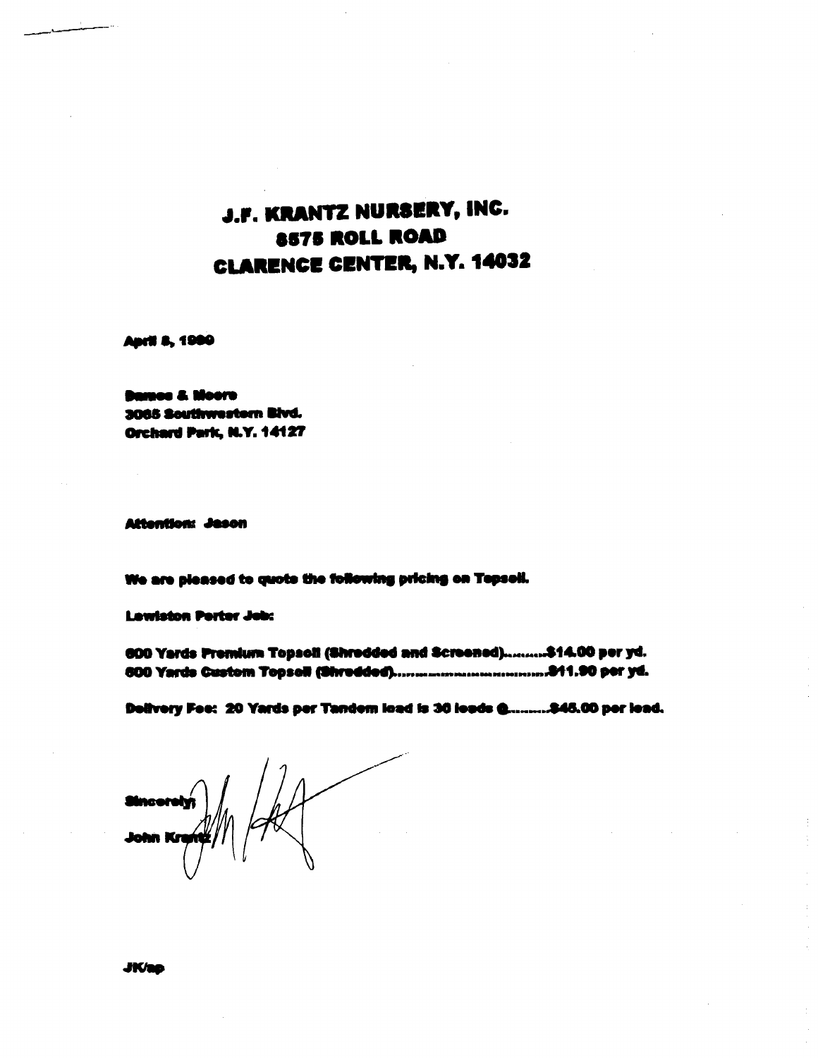# J.F. KRANTZ NURSERY, INC.
# 8575 ROLL ROAD
# CLARENCE CENTER, N.Y. 14032

April 8, 1999

Barnes & Moore
3065 Southwestern Blvd.
Orchard Park, N.Y. 14127

Attention: Jason

We are pleased to quote the following pricing on Topsoil.

Lewiston Porter Job:

600 Yards Premium Topsoil (Shredded and Screened)..........$14.00 per yd.
600 Yards Custom Topsoil (Shredded)...................................$11.90 per yd.

Delivery Fee: 20 Yards per Tandem load is 30 loads @..........$45.00 per load.

Sincerely,

John Krantz

JK/ap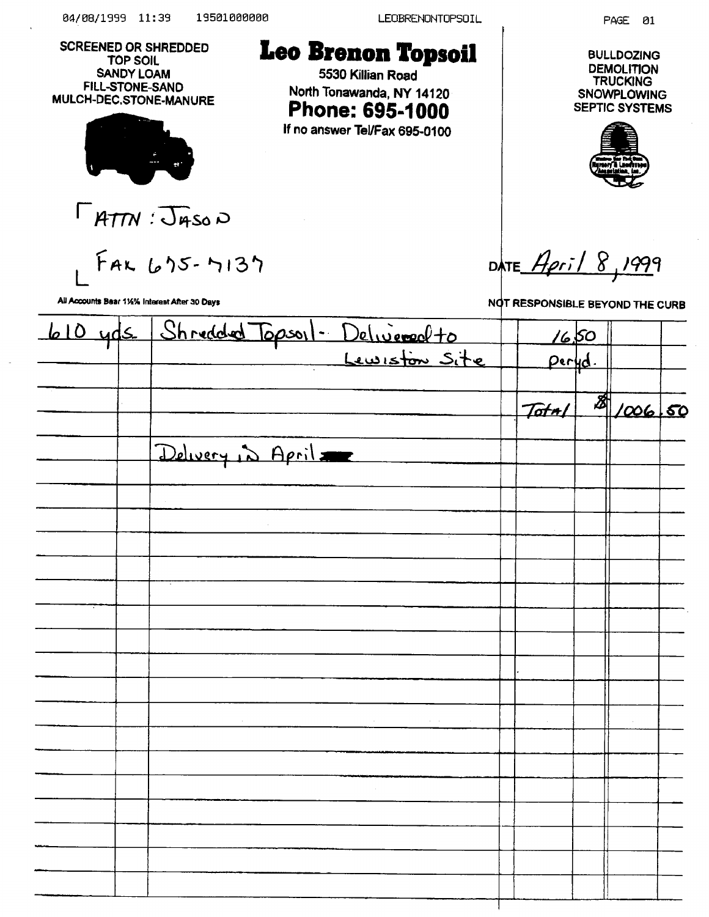SCREENED OR SHREDDED
TOP SOIL
SANDY LOAM
FILL-STONE-SAND
MULCH-DEC.STONE-MANURE

# Leo Brenon Topsoil

5530 Killian Road
North Tonawanda, NY 14120
**Phone: 695-1000**
If no answer Tel/Fax 695-0100

BULLDOZING
DEMOLITION
TRUCKING
SNOWPLOWING
SEPTIC SYSTEMS

ATTN: JASON

FAX 695-4137

DATE April 8, 1999

All Accounts Bear 1½% Interest After 30 Days

NOT RESPONSIBLE BEYOND THE CURB

| | | | |
|---|---|---|---|
| 610 yds. | Shredded Topsoil - Delivered to Lewiston Site | 16.50 per yd. | |
| | | Total | $ 1006.50 |
| | Delivery in April | | |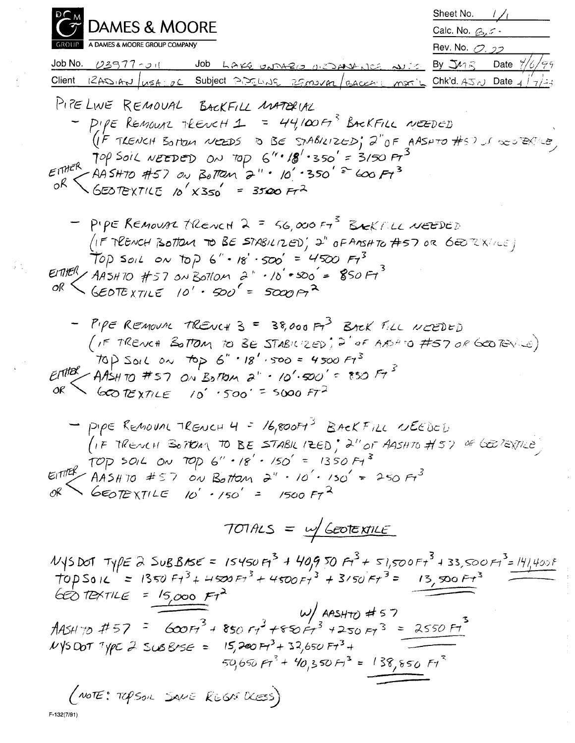DAMES & MOORE
A DAMES & MOORE GROUP COMPANY

| | | | |
|---|---|---|---|
| Job No. 03977-011 | Job LAKE ONTARIO ORDNANCE WORKS | By JMS | Date 4/6/99 |
| Client RADIAN/USA-CE | Subject PIPELINE REMOVAL/BACKFILL MAT'L | Chk'd. AJN | Date 4/7/99 |

Sheet No. 1/1
Calc. No. B.5-
Rev. No. 0.22

PIPELINE REMOVAL BACKFILL MATERIAL

- PIPE REMOVAL TRENCH 1 = 44,100 FT$^3$ BACKFILL NEEDED
  (IF TRENCH BOTTOM NEEDS TO BE STABILIZED; 2" OF AASHTO #57 OR GEOTEXTILE)
  TOP SOIL NEEDED ON TOP 6" · 18' · 350' = 3150 FT$^3$
  EITHER AASHTO #57 ON BOTTOM 2" · 10' · 350' ≈ 600 FT$^3$
  OR GEOTEXTILE 10' X 350' = 3500 FT$^2$

- PIPE REMOVAL TRENCH 2 = 56,000 FT$^3$ BACKFILL NEEDED
  (IF TRENCH BOTTOM TO BE STABILIZED; 2" OF AASHTO #57 OR GEOTEXTILE)
  TOP SOIL ON TOP 6" · 18' · 500' = 4500 FT$^3$
  EITHER AASHTO #57 ON BOTTOM 2" · 10' · 500' = 850 FT$^3$
  OR GEOTEXTILE 10' · 500' = 5000 FT$^2$

- PIPE REMOVAL TRENCH 3 = 38,000 FT$^3$ BACKFILL NEEDED
  (IF TRENCH BOTTOM TO BE STABILIZED; 2" OF AASHTO #57 OR GEOTEXTILE)
  TOP SOIL ON TOP 6" · 18' · 500' = 4500 FT$^3$
  EITHER AASHTO #57 ON BOTTOM 2" · 10' · 500' = 850 FT$^3$
  OR GEOTEXTILE 10' · 500' = 5000 FT$^2$

- PIPE REMOVAL TRENCH 4 = 16,800 FT$^3$ BACKFILL NEEDED
  (IF TRENCH BOTTOM TO BE STABILIZED; 2" OF AASHTO #57 OR GEOTEXTILE)
  TOP SOIL ON TOP 6" · 18' · 150' = 1350 FT$^3$
  EITHER AASHTO #57 ON BOTTOM 2" · 10' · 150' = 250 FT$^3$
  OR GEOTEXTILE 10' · 150' = 1500 FT$^2$

TOTALS = w/ GEOTEXTILE

NYS DOT TYPE 2 SUBBASE = 15450 FT$^3$ + 40,950 FT$^3$ + 51,500 FT$^3$ + 33,500 FT$^3$ = 141,400 F
TOPSOIL = 1350 FT$^3$ + 4500 FT$^3$ + 4500 FT$^3$ + 3150 FT$^3$ = 13,500 FT$^3$
GEOTEXTILE = 15,000 FT$^2$

w/ AASHTO #57

AASHTO #57 = 600 FT$^3$ + 850 FT$^3$ + 850 FT$^3$ + 250 FT$^3$ = 2550 FT$^3$
NYS DOT TYPE 2 SUBBASE = 15,200 FT$^3$ + 32,650 FT$^3$ + 50,650 FT$^3$ + 40,350 FT$^3$ = 138,850 FT$^3$

(NOTE: TOPSOIL SAME REGARDLESS)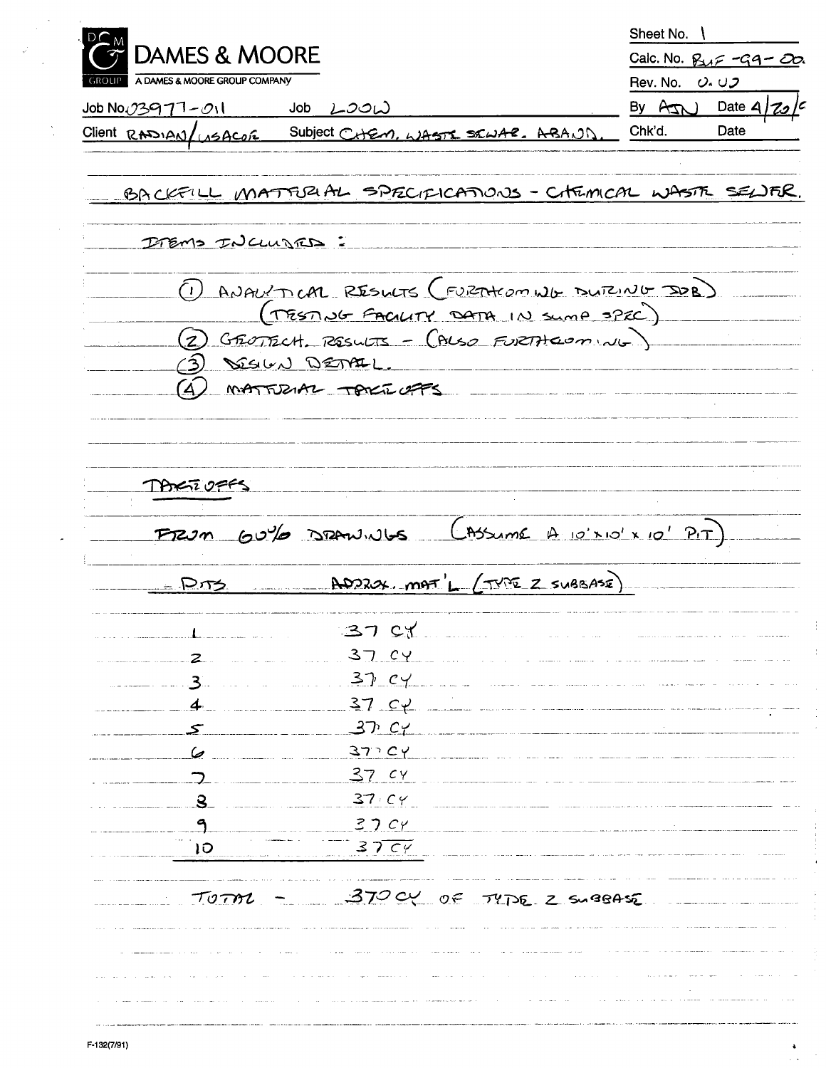**DAMES & MOORE**
A DAMES & MOORE GROUP COMPANY

| | | |
|---|---|---|
| Job No. 03977-011 | Job LOOW | Sheet No. 1 |
| | | Calc. No. BUF-99-00 |
| | | Rev. No. 0.U0 |
| | | By AJN Date 4/20/ |
| Client RADIAN/USACOE | Subject CHEM. WASTE SEWER. ABAND. | Chk'd. Date |

BACKFILL MATERIAL SPECIFICATIONS - CHEMICAL WASTE SEWER.

ITEMS INCLUDED :

1. ANALYTICAL RESULTS (FORTHCOMING DURING JOB) (TESTING FACILITY DATA IN SUMP SPEC)
2. GEOTECH. RESULTS - (ALSO FORTHCOMING)
3. DESIGN DETAIL.
4. MATERIAL TAKEOFFS

TAKEOFFS

FROM 60% DRAWINGS (ASSUME A 10'x10' x 10' PIT)

| PITS | APPROX. MAT'L (TYPE 2 SUBBASE) |
|---|---|
| 1 | 37 CY |
| 2 | 37 CY |
| 3 | 37 CY |
| 4 | 37 CY |
| 5 | 37 CY |
| 6 | 37 CY |
| 7 | 37 CY |
| 8 | 37 CY |
| 9 | 37 CY |
| 10 | 37 CY |

TOTAL - 370 CY OF TYPE 2 SUBBASE

F-132(7/91)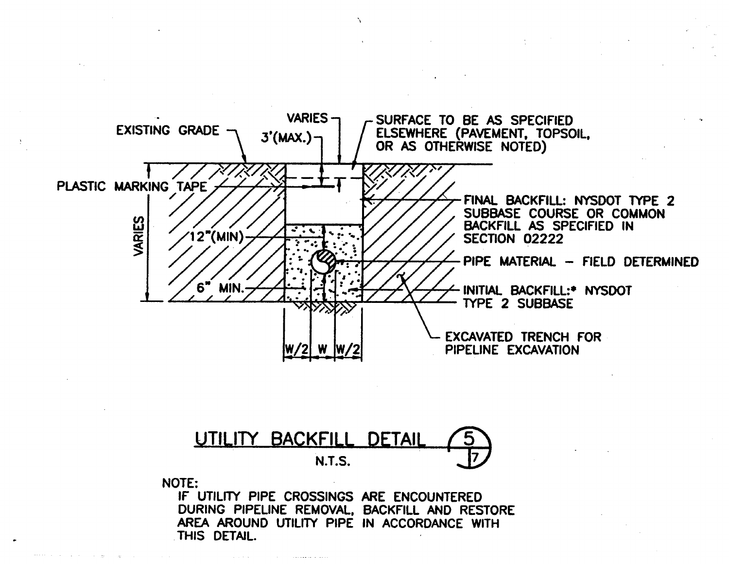EXISTING GRADE

VARIES

3'(MAX.)

SURFACE TO BE AS SPECIFIED ELSEWHERE (PAVEMENT, TOPSOIL, OR AS OTHERWISE NOTED)

PLASTIC MARKING TAPE

FINAL BACKFILL: NYSDOT TYPE 2 SUBBASE COURSE OR COMMON BACKFILL AS SPECIFIED IN SECTION 02222

VARIES

12"(MIN)

PIPE MATERIAL – FIELD DETERMINED

6" MIN.

INITIAL BACKFILL:* NYSDOT TYPE 2 SUBBASE

EXCAVATED TRENCH FOR PIPELINE EXCAVATION

W/2 W W/2

## UTILITY BACKFILL DETAIL

5/7

N.T.S.

NOTE:

IF UTILITY PIPE CROSSINGS ARE ENCOUNTERED DURING PIPELINE REMOVAL, BACKFILL AND RESTORE AREA AROUND UTILITY PIPE IN ACCORDANCE WITH THIS DETAIL.